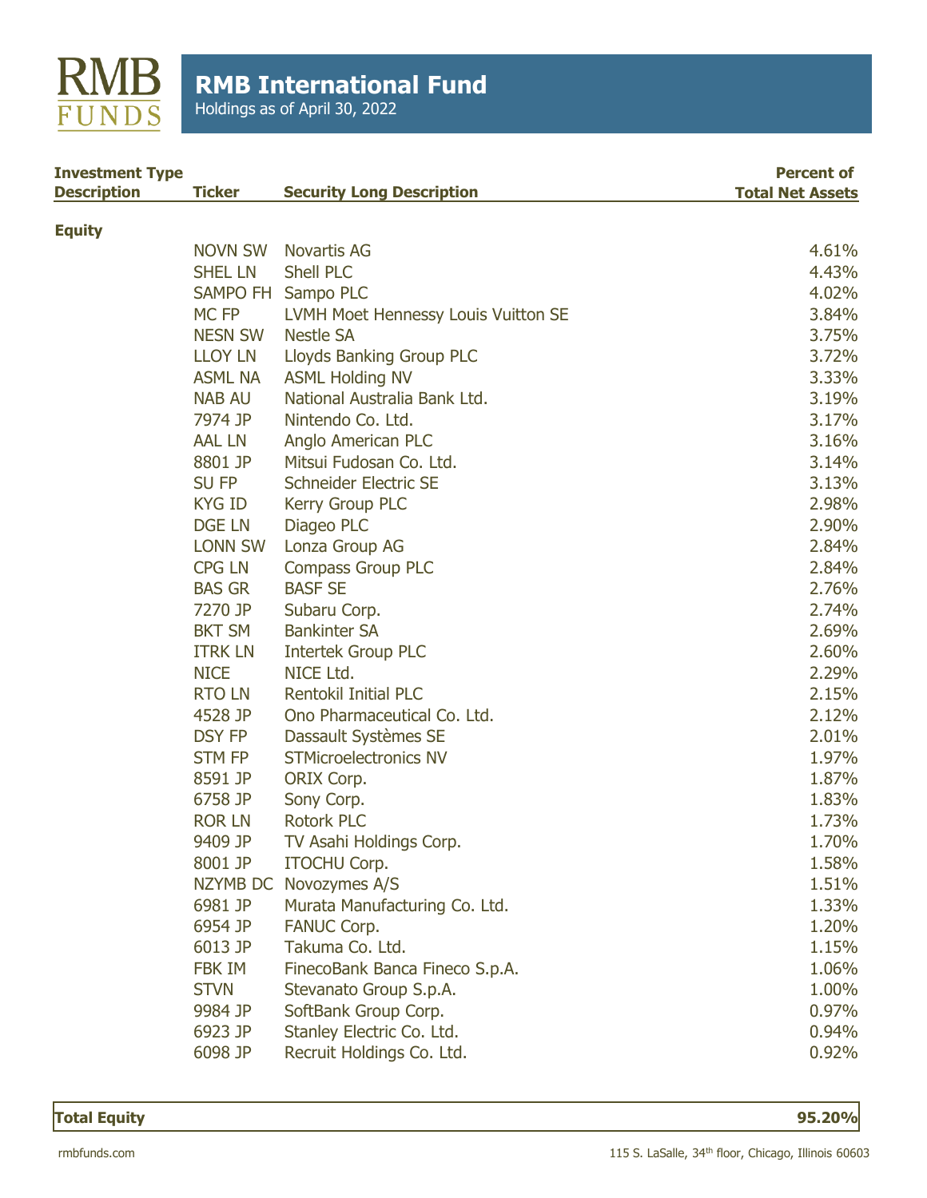RMB FUNDS

# RMB International Fund

Holdings as of April 30, 2022

| Investment Type Description | Ticker | Security Long Description | Percent of Total Net Assets |
|---|---|---|---|
| **Equity** | | | |
| | NOVN SW | Novartis AG | 4.61% |
| | SHEL LN | Shell PLC | 4.43% |
| | SAMPO FH | Sampo PLC | 4.02% |
| | MC FP | LVMH Moet Hennessy Louis Vuitton SE | 3.84% |
| | NESN SW | Nestle SA | 3.75% |
| | LLOY LN | Lloyds Banking Group PLC | 3.72% |
| | ASML NA | ASML Holding NV | 3.33% |
| | NAB AU | National Australia Bank Ltd. | 3.19% |
| | 7974 JP | Nintendo Co. Ltd. | 3.17% |
| | AAL LN | Anglo American PLC | 3.16% |
| | 8801 JP | Mitsui Fudosan Co. Ltd. | 3.14% |
| | SU FP | Schneider Electric SE | 3.13% |
| | KYG ID | Kerry Group PLC | 2.98% |
| | DGE LN | Diageo PLC | 2.90% |
| | LONN SW | Lonza Group AG | 2.84% |
| | CPG LN | Compass Group PLC | 2.84% |
| | BAS GR | BASF SE | 2.76% |
| | 7270 JP | Subaru Corp. | 2.74% |
| | BKT SM | Bankinter SA | 2.69% |
| | ITRK LN | Intertek Group PLC | 2.60% |
| | NICE | NICE Ltd. | 2.29% |
| | RTO LN | Rentokil Initial PLC | 2.15% |
| | 4528 JP | Ono Pharmaceutical Co. Ltd. | 2.12% |
| | DSY FP | Dassault Systèmes SE | 2.01% |
| | STM FP | STMicroelectronics NV | 1.97% |
| | 8591 JP | ORIX Corp. | 1.87% |
| | 6758 JP | Sony Corp. | 1.83% |
| | ROR LN | Rotork PLC | 1.73% |
| | 9409 JP | TV Asahi Holdings Corp. | 1.70% |
| | 8001 JP | ITOCHU Corp. | 1.58% |
| | NZYMB DC | Novozymes A/S | 1.51% |
| | 6981 JP | Murata Manufacturing Co. Ltd. | 1.33% |
| | 6954 JP | FANUC Corp. | 1.20% |
| | 6013 JP | Takuma Co. Ltd. | 1.15% |
| | FBK IM | FinecoBank Banca Fineco S.p.A. | 1.06% |
| | STVN | Stevanato Group S.p.A. | 1.00% |
| | 9984 JP | SoftBank Group Corp. | 0.97% |
| | 6923 JP | Stanley Electric Co. Ltd. | 0.94% |
| | 6098 JP | Recruit Holdings Co. Ltd. | 0.92% |
| **Total Equity** | | | **95.20%** |

rmbfunds.com

115 S. LaSalle, 34th floor, Chicago, Illinois 60603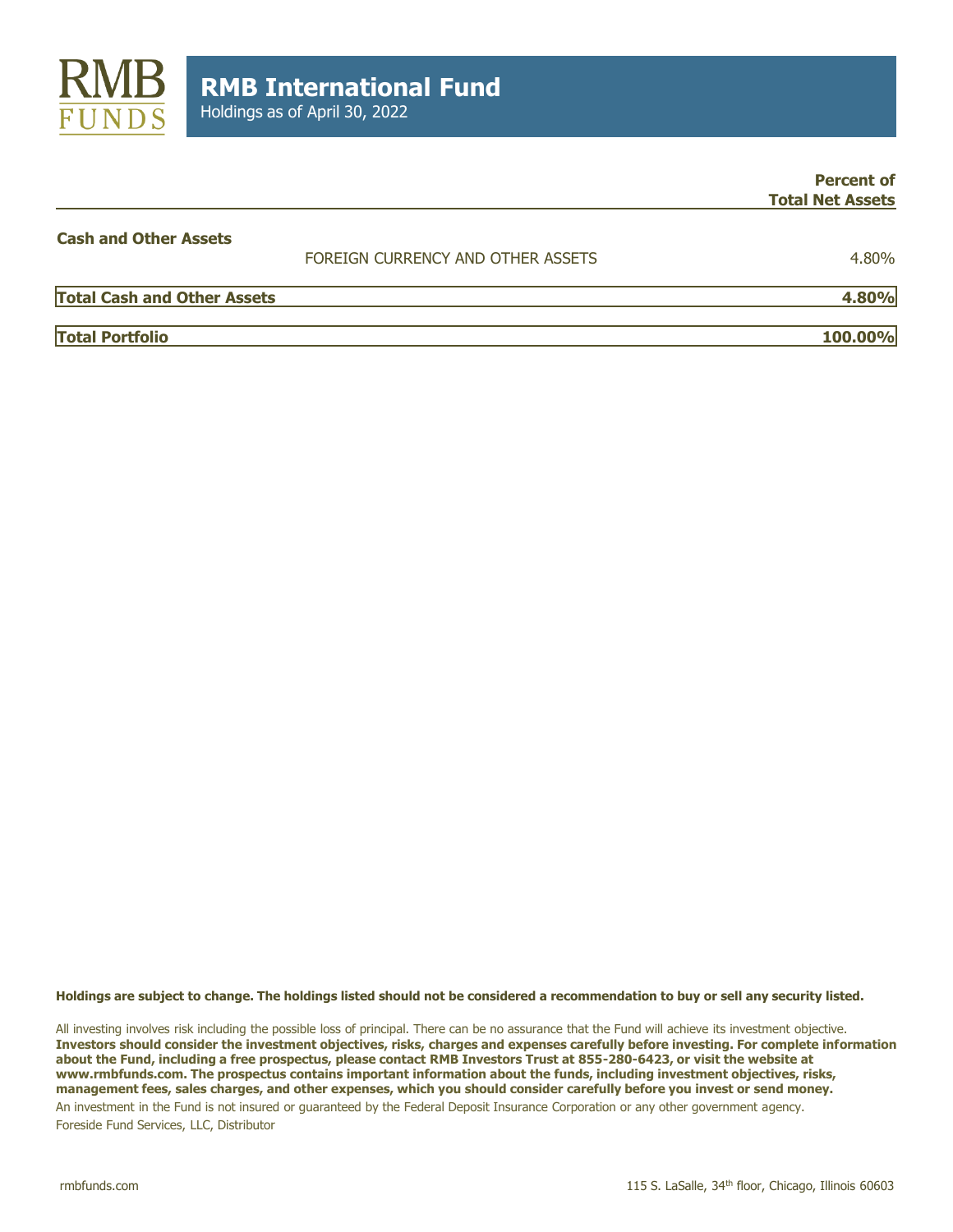# RMB International Fund

Holdings as of April 30, 2022

| | | Percent of Total Net Assets |
|---|---|---|
| **Cash and Other Assets** | | |
| | FOREIGN CURRENCY AND OTHER ASSETS | 4.80% |
| **Total Cash and Other Assets** | | **4.80%** |
| **Total Portfolio** | | **100.00%** |

**Holdings are subject to change. The holdings listed should not be considered a recommendation to buy or sell any security listed.**

All investing involves risk including the possible loss of principal. There can be no assurance that the Fund will achieve its investment objective. **Investors should consider the investment objectives, risks, charges and expenses carefully before investing. For complete information about the Fund, including a free prospectus, please contact RMB Investors Trust at 855-280-6423, or visit the website at www.rmbfunds.com. The prospectus contains important information about the funds, including investment objectives, risks, management fees, sales charges, and other expenses, which you should consider carefully before you invest or send money.** An investment in the Fund is not insured or guaranteed by the Federal Deposit Insurance Corporation or any other government agency.

Foreside Fund Services, LLC, Distributor

rmbfunds.com

115 S. LaSalle, 34th floor, Chicago, Illinois 60603